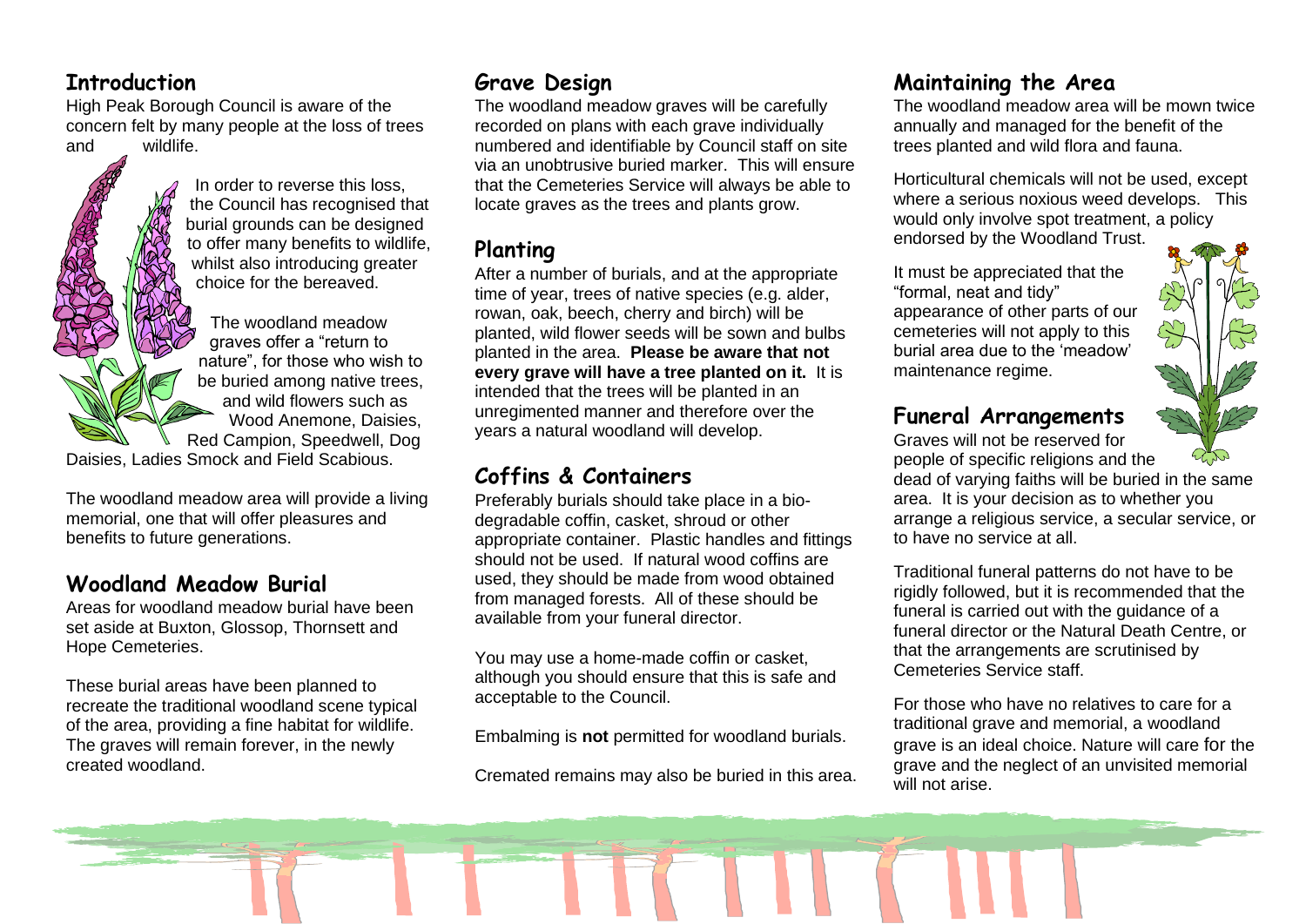## Introduction

High Peak Borough Council is aware of the concern felt by many people at the loss of trees and wildlife.

In order to reverse this loss, the Council has recognised that burial grounds can be designed to offer many benefits to wildlife, whilst also introducing greater choice for the bereaved.

The woodland meadow graves offer a "return to nature", for those who wish to be buried among native trees, and wild flowers such as Wood Anemone, Daisies, Red Campion, Speedwell, Dog Daisies, Ladies Smock and Field Scabious.

The woodland meadow area will provide a living memorial, one that will offer pleasures and benefits to future generations.

## Woodland Meadow Burial

Areas for woodland meadow burial have been set aside at Buxton, Glossop, Thornsett and Hope Cemeteries.

These burial areas have been planned to recreate the traditional woodland scene typical of the area, providing a fine habitat for wildlife. The graves will remain forever, in the newly created woodland.

## Grave Design

The woodland meadow graves will be carefully recorded on plans with each grave individually numbered and identifiable by Council staff on site via an unobtrusive buried marker. This will ensure that the Cemeteries Service will always be able to locate graves as the trees and plants grow.

## Planting

After a number of burials, and at the appropriate time of year, trees of native species (e.g. alder, rowan, oak, beech, cherry and birch) will be planted, wild flower seeds will be sown and bulbs planted in the area. **Please be aware that not every grave will have a tree planted on it.** It is intended that the trees will be planted in an unregimented manner and therefore over the years a natural woodland will develop.

## Coffins & Containers

Preferably burials should take place in a bio-degradable coffin, casket, shroud or other appropriate container. Plastic handles and fittings should not be used. If natural wood coffins are used, they should be made from wood obtained from managed forests. All of these should be available from your funeral director.

You may use a home-made coffin or casket, although you should ensure that this is safe and acceptable to the Council.

Embalming is **not** permitted for woodland burials.

Cremated remains may also be buried in this area.

## Maintaining the Area

The woodland meadow area will be mown twice annually and managed for the benefit of the trees planted and wild flora and fauna.

Horticultural chemicals will not be used, except where a serious noxious weed develops. This would only involve spot treatment, a policy endorsed by the Woodland Trust.

It must be appreciated that the "formal, neat and tidy" appearance of other parts of our cemeteries will not apply to this burial area due to the 'meadow' maintenance regime.

## Funeral Arrangements

Graves will not be reserved for people of specific religions and the dead of varying faiths will be buried in the same area. It is your decision as to whether you arrange a religious service, a secular service, or to have no service at all.

Traditional funeral patterns do not have to be rigidly followed, but it is recommended that the funeral is carried out with the guidance of a funeral director or the Natural Death Centre, or that the arrangements are scrutinised by Cemeteries Service staff.

For those who have no relatives to care for a traditional grave and memorial, a woodland grave is an ideal choice. Nature will care for the grave and the neglect of an unvisited memorial will not arise.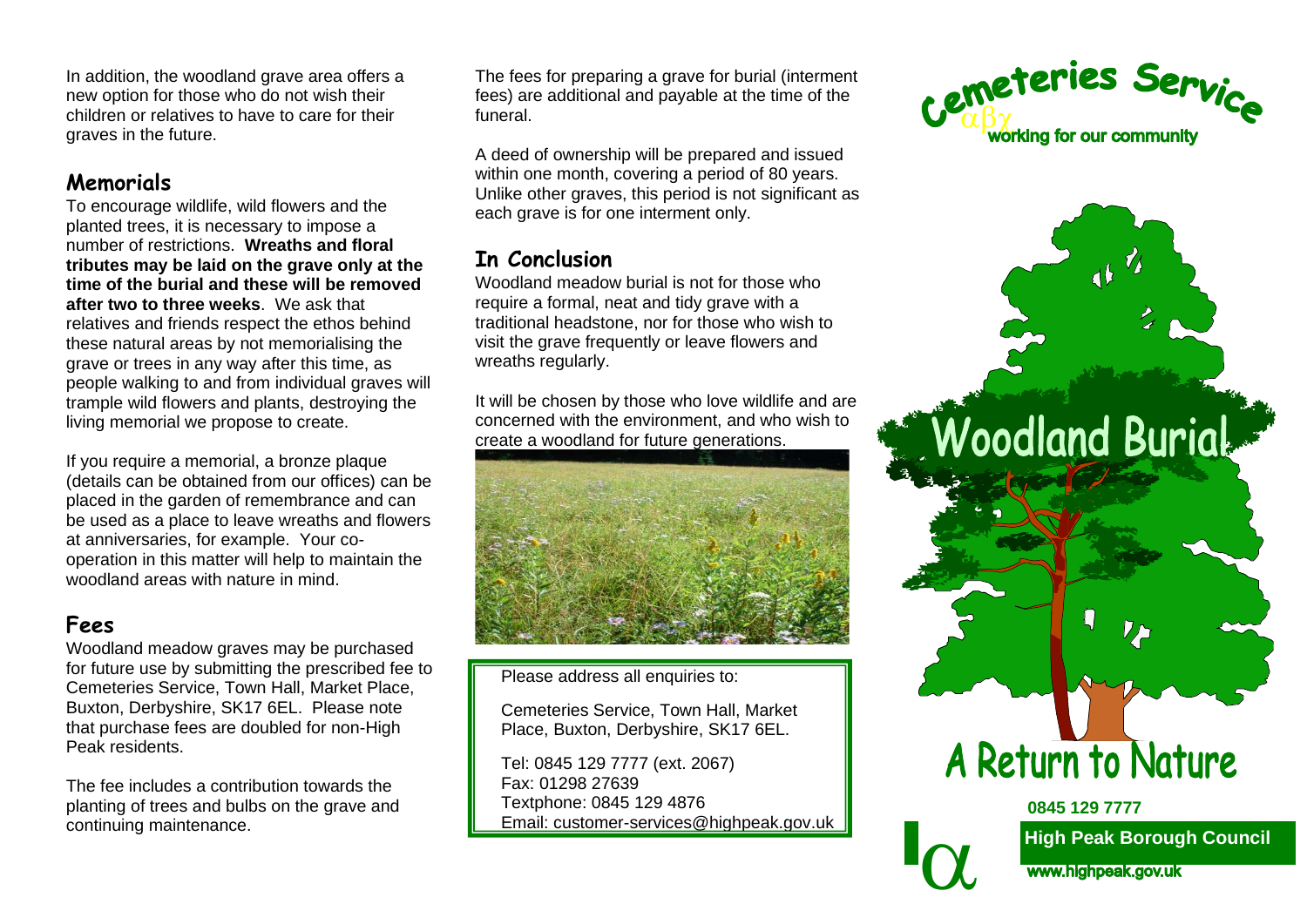In addition, the woodland grave area offers a new option for those who do not wish their children or relatives to have to care for their graves in the future.

## Memorials

To encourage wildlife, wild flowers and the planted trees, it is necessary to impose a number of restrictions. **Wreaths and floral tributes may be laid on the grave only at the time of the burial and these will be removed after two to three weeks**. We ask that relatives and friends respect the ethos behind these natural areas by not memorialising the grave or trees in any way after this time, as people walking to and from individual graves will trample wild flowers and plants, destroying the living memorial we propose to create.

If you require a memorial, a bronze plaque (details can be obtained from our offices) can be placed in the garden of remembrance and can be used as a place to leave wreaths and flowers at anniversaries, for example. Your co-operation in this matter will help to maintain the woodland areas with nature in mind.

## Fees

Woodland meadow graves may be purchased for future use by submitting the prescribed fee to Cemeteries Service, Town Hall, Market Place, Buxton, Derbyshire, SK17 6EL. Please note that purchase fees are doubled for non-High Peak residents.

The fee includes a contribution towards the planting of trees and bulbs on the grave and continuing maintenance.

The fees for preparing a grave for burial (interment fees) are additional and payable at the time of the funeral.

A deed of ownership will be prepared and issued within one month, covering a period of 80 years. Unlike other graves, this period is not significant as each grave is for one interment only.

## In Conclusion

Woodland meadow burial is not for those who require a formal, neat and tidy grave with a traditional headstone, nor for those who wish to visit the grave frequently or leave flowers and wreaths regularly.

It will be chosen by those who love wildlife and are concerned with the environment, and who wish to create a woodland for future generations.

Please address all enquiries to:

Cemeteries Service, Town Hall, Market Place, Buxton, Derbyshire, SK17 6EL.

Tel: 0845 129 7777 (ext. 2067)
Fax: 01298 27639
Textphone: 0845 129 4876
Email: customer-services@highpeak.gov.uk

Cemeteries Service

working for our community

# Woodland Burial

# A Return to Nature

0845 129 7777

High Peak Borough Council

www.highpeak.gov.uk